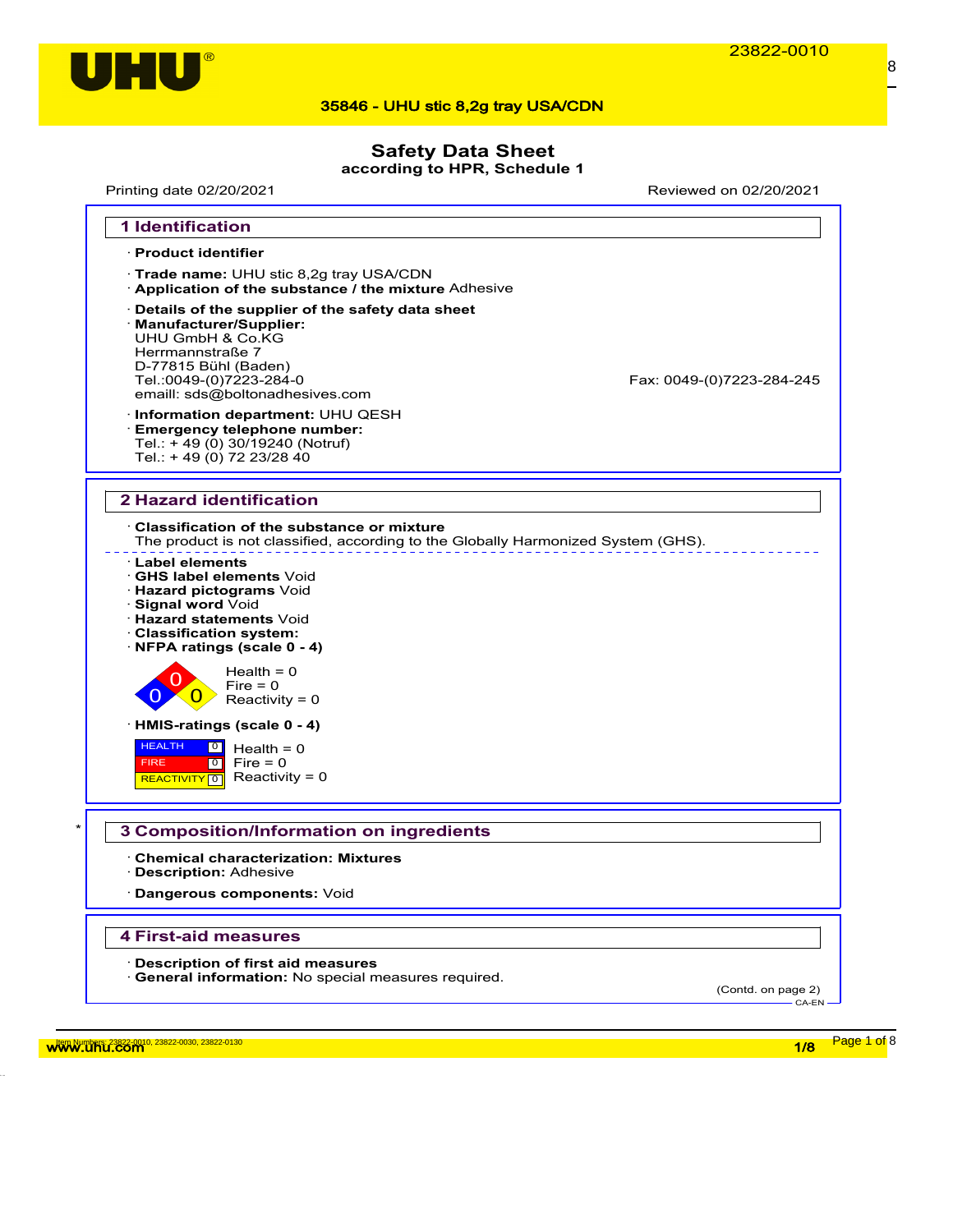35846 - UHU stic 8,2g tray USA/CDN

# Safety Data Sheet
**according to HPR, Schedule 1**

Printing date 02/20/2021 Reviewed on 02/20/2021

## 1 Identification

· **Product identifier**

· **Trade name:** UHU stic 8,2g tray USA/CDN
· **Application of the substance / the mixture** Adhesive

· **Details of the supplier of the safety data sheet**
· **Manufacturer/Supplier:**
UHU GmbH & Co.KG
Herrmannstraße 7
D-77815 Bühl (Baden)
Tel.:0049-(0)7223-284-0 Fax: 0049-(0)7223-284-245
emaill: sds@boltonadhesives.com

· **Information department:** UHU QESH
· **Emergency telephone number:**
Tel.: + 49 (0) 30/19240 (Notruf)
Tel.: + 49 (0) 72 23/28 40

## 2 Hazard identification

· **Classification of the substance or mixture**
The product is not classified, according to the Globally Harmonized System (GHS).

· **Label elements**
· **GHS label elements** Void
· **Hazard pictograms** Void
· **Signal word** Void
· **Hazard statements** Void
· **Classification system:**
· **NFPA ratings (scale 0 - 4)**

Health = 0
Fire = 0
Reactivity = 0

· **HMIS-ratings (scale 0 - 4)**

| HEALTH | 0 | Health = 0 |
|---|---|---|
| FIRE | 0 | Fire = 0 |
| REACTIVITY | 0 | Reactivity = 0 |

## 3 Composition/Information on ingredients

· **Chemical characterization: Mixtures**
· **Description:** Adhesive

· **Dangerous components:** Void

## 4 First-aid measures

· **Description of first aid measures**
· **General information:** No special measures required.

(Contd. on page 2)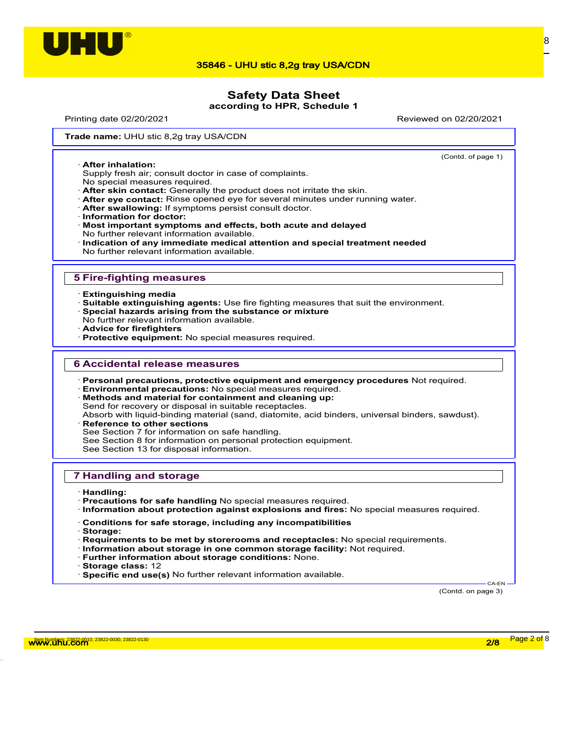**Trade name:** UHU stic 8,2g tray USA/CDN

(Contd. of page 1)

· **After inhalation:**
Supply fresh air; consult doctor in case of complaints.
No special measures required.
· **After skin contact:** Generally the product does not irritate the skin.
· **After eye contact:** Rinse opened eye for several minutes under running water.
· **After swallowing:** If symptoms persist consult doctor.
· **Information for doctor:**
· **Most important symptoms and effects, both acute and delayed**
No further relevant information available.
· **Indication of any immediate medical attention and special treatment needed**
No further relevant information available.

## 5 Fire-fighting measures

· **Extinguishing media**
· **Suitable extinguishing agents:** Use fire fighting measures that suit the environment.
· **Special hazards arising from the substance or mixture**
No further relevant information available.
· **Advice for firefighters**
· **Protective equipment:** No special measures required.

## 6 Accidental release measures

· **Personal precautions, protective equipment and emergency procedures** Not required.
· **Environmental precautions:** No special measures required.
· **Methods and material for containment and cleaning up:**
Send for recovery or disposal in suitable receptacles.
Absorb with liquid-binding material (sand, diatomite, acid binders, universal binders, sawdust).
· **Reference to other sections**
See Section 7 for information on safe handling.
See Section 8 for information on personal protection equipment.
See Section 13 for disposal information.

## 7 Handling and storage

· **Handling:**
· **Precautions for safe handling** No special measures required.
· **Information about protection against explosions and fires:** No special measures required.

· **Conditions for safe storage, including any incompatibilities**
· **Storage:**
· **Requirements to be met by storerooms and receptacles:** No special requirements.
· **Information about storage in one common storage facility:** Not required.
· **Further information about storage conditions:** None.
· **Storage class:** 12
· **Specific end use(s)** No further relevant information available.

(Contd. on page 3)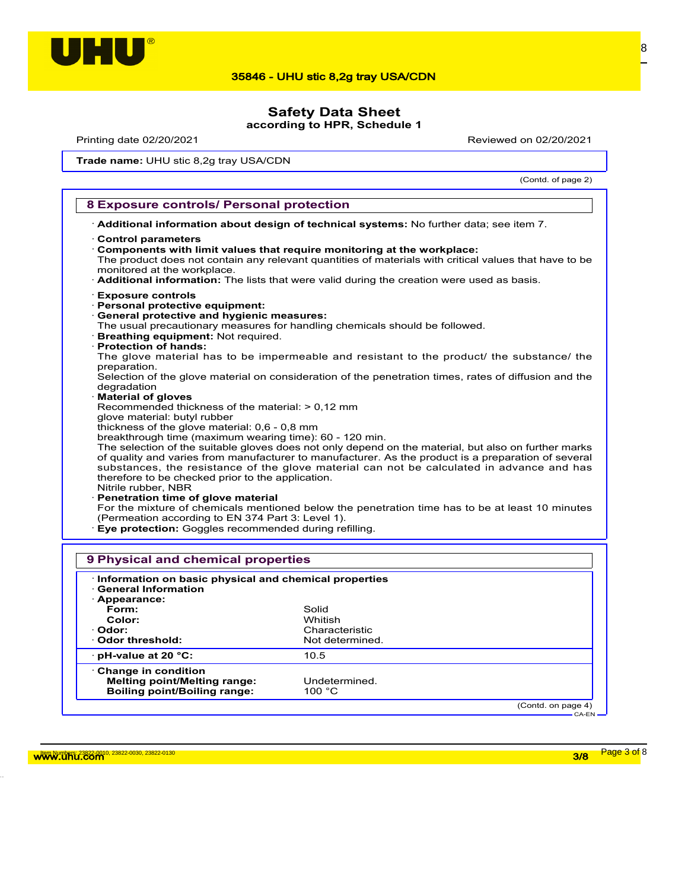# Safety Data Sheet
**according to HPR, Schedule 1**

Printing date 02/20/2021 Reviewed on 02/20/2021

**Trade name:** UHU stic 8,2g tray USA/CDN

(Contd. of page 2)

## 8 Exposure controls/ Personal protection

· **Additional information about design of technical systems:** No further data; see item 7.

· **Control parameters**
· **Components with limit values that require monitoring at the workplace:**
The product does not contain any relevant quantities of materials with critical values that have to be monitored at the workplace.
· **Additional information:** The lists that were valid during the creation were used as basis.

· **Exposure controls**
· **Personal protective equipment:**
· **General protective and hygienic measures:**
The usual precautionary measures for handling chemicals should be followed.
· **Breathing equipment:** Not required.
· **Protection of hands:**
The glove material has to be impermeable and resistant to the product/ the substance/ the preparation.
Selection of the glove material on consideration of the penetration times, rates of diffusion and the degradation
· **Material of gloves**
Recommended thickness of the material: > 0,12 mm
glove material: butyl rubber
thickness of the glove material: 0,6 - 0,8 mm
breakthrough time (maximum wearing time): 60 - 120 min.
The selection of the suitable gloves does not only depend on the material, but also on further marks of quality and varies from manufacturer to manufacturer. As the product is a preparation of several substances, the resistance of the glove material can not be calculated in advance and has therefore to be checked prior to the application.
Nitrile rubber, NBR
· **Penetration time of glove material**
For the mixture of chemicals mentioned below the penetration time has to be at least 10 minutes (Permeation according to EN 374 Part 3: Level 1).
· **Eye protection:** Goggles recommended during refilling.

## 9 Physical and chemical properties

· **Information on basic physical and chemical properties**
· **General Information**

| | |
|---|---|
| · **Appearance:** | |
| **Form:** | Solid |
| **Color:** | Whitish |
| · **Odor:** | Characteristic |
| · **Odor threshold:** | Not determined. |
| · **pH-value at 20 °C:** | 10.5 |
| · **Change in condition** | |
| **Melting point/Melting range:** | Undetermined. |
| **Boiling point/Boiling range:** | 100 °C |

(Contd. on page 4)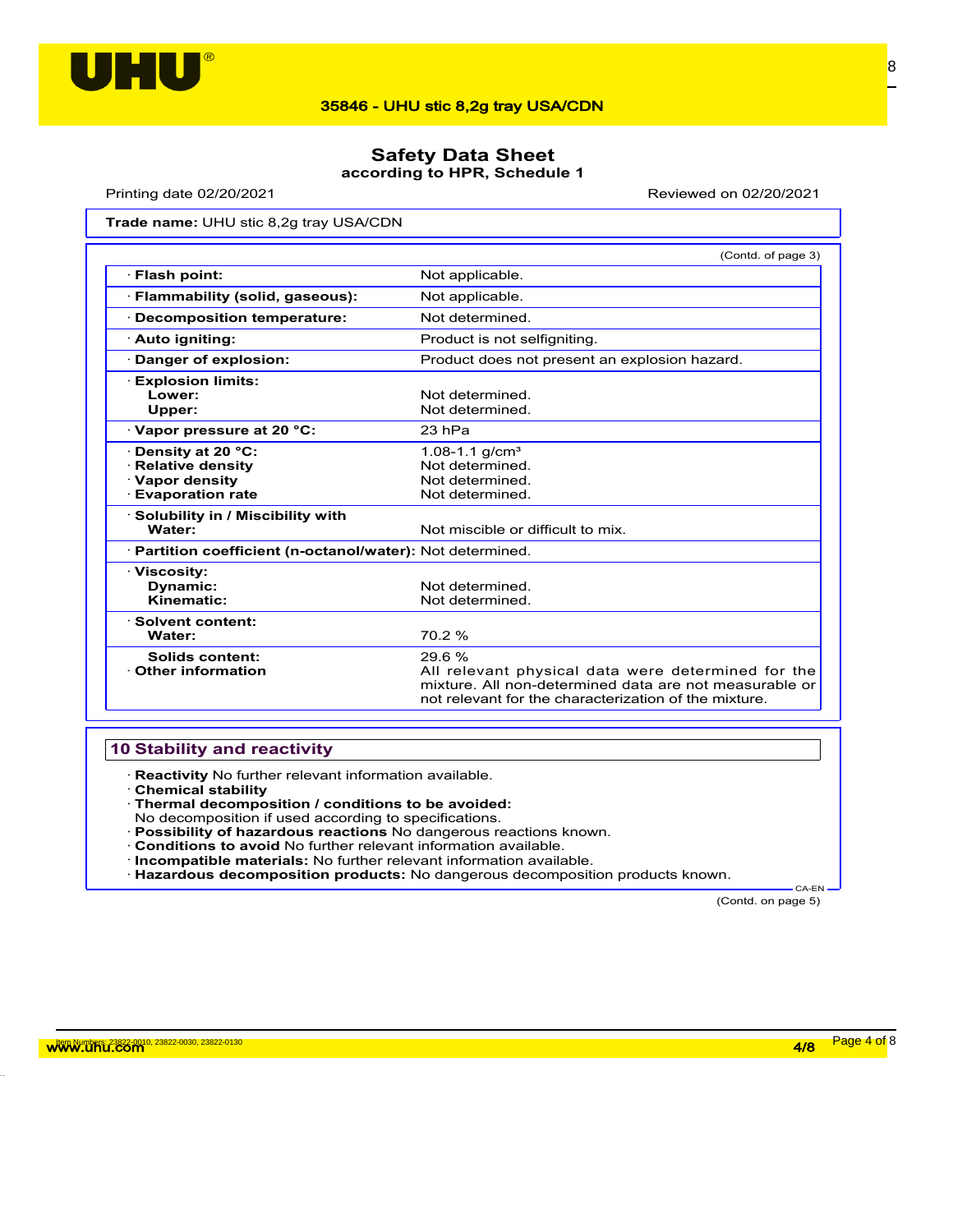**Safety Data Sheet**
**according to HPR, Schedule 1**

Printing date 02/20/2021 Reviewed on 02/20/2021

**Trade name:** UHU stic 8,2g tray USA/CDN

(Contd. of page 3)

| | |
|---|---|
| · **Flash point:** | Not applicable. |
| · **Flammability (solid, gaseous):** | Not applicable. |
| · **Decomposition temperature:** | Not determined. |
| · **Auto igniting:** | Product is not selfigniting. |
| · **Danger of explosion:** | Product does not present an explosion hazard. |
| · **Explosion limits:** | |
| **Lower:** | Not determined. |
| **Upper:** | Not determined. |
| · **Vapor pressure at 20 °C:** | 23 hPa |
| · **Density at 20 °C:** | 1.08-1.1 g/cm³ |
| · **Relative density** | Not determined. |
| · **Vapor density** | Not determined. |
| · **Evaporation rate** | Not determined. |
| · **Solubility in / Miscibility with** | |
| **Water:** | Not miscible or difficult to mix. |
| · **Partition coefficient (n-octanol/water):** | Not determined. |
| · **Viscosity:** | |
| **Dynamic:** | Not determined. |
| **Kinematic:** | Not determined. |
| · **Solvent content:** | |
| **Water:** | 70.2 % |
| **Solids content:** | 29.6 % |
| · **Other information** | All relevant physical data were determined for the mixture. All non-determined data are not measurable or not relevant for the characterization of the mixture. |

## 10 Stability and reactivity

· **Reactivity** No further relevant information available.
· **Chemical stability**
· **Thermal decomposition / conditions to be avoided:**
No decomposition if used according to specifications.
· **Possibility of hazardous reactions** No dangerous reactions known.
· **Conditions to avoid** No further relevant information available.
· **Incompatible materials:** No further relevant information available.
· **Hazardous decomposition products:** No dangerous decomposition products known.

(Contd. on page 5)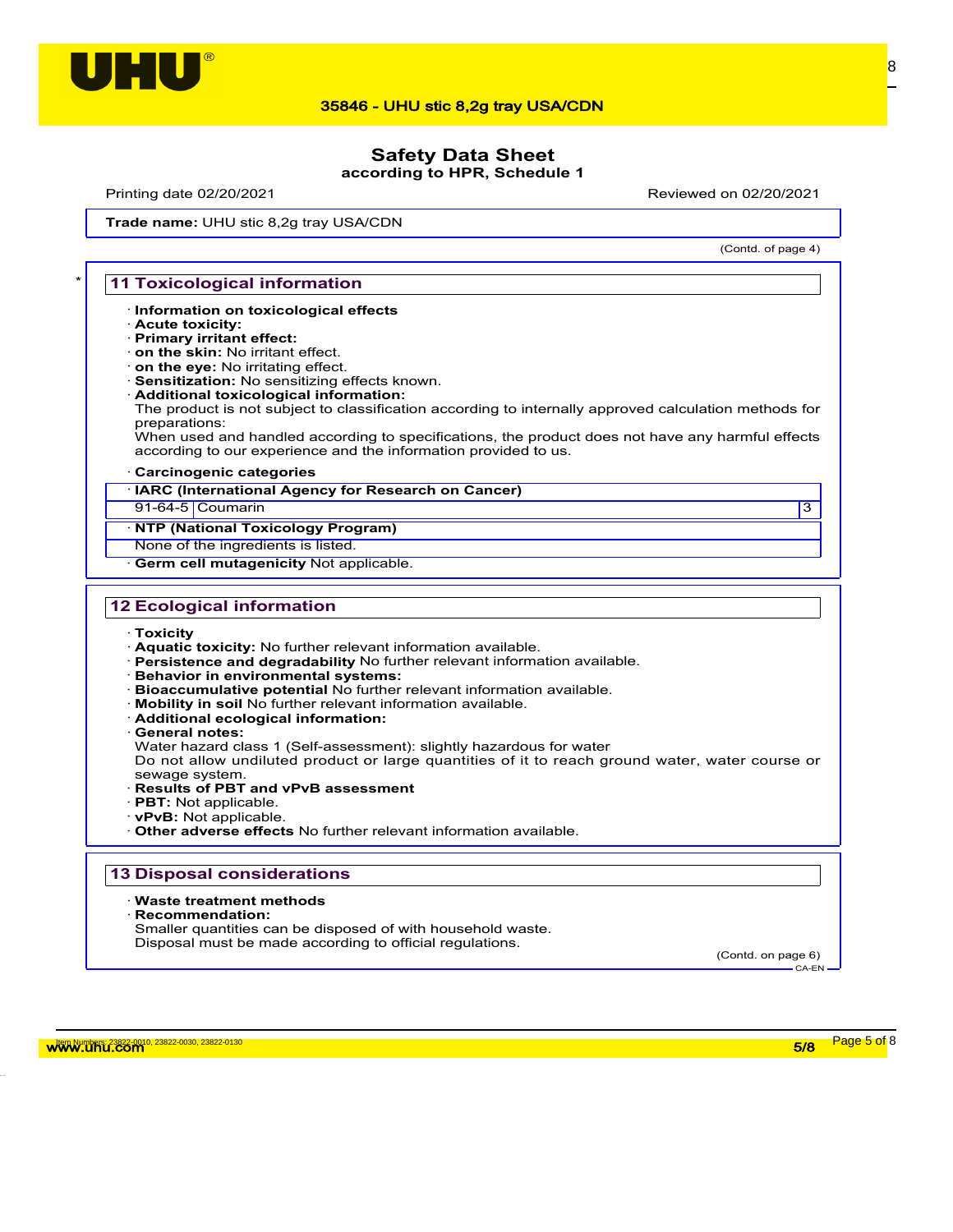**Safety Data Sheet**
**according to HPR, Schedule 1**

Printing date 02/20/2021 Reviewed on 02/20/2021

**Trade name:** UHU stic 8,2g tray USA/CDN

(Contd. of page 4)

## 11 Toxicological information

- **Information on toxicological effects**
- **Acute toxicity:**
- **Primary irritant effect:**
- **on the skin:** No irritant effect.
- **on the eye:** No irritating effect.
- **Sensitization:** No sensitizing effects known.
- **Additional toxicological information:**
  The product is not subject to classification according to internally approved calculation methods for preparations:
  When used and handled according to specifications, the product does not have any harmful effects according to our experience and the information provided to us.
- **Carcinogenic categories**

| · IARC (International Agency for Research on Cancer) | | |
|---|---|---|
| 91-64-5 | Coumarin | 3 |

| · NTP (National Toxicology Program) |
|---|
| None of the ingredients is listed. |

- **Germ cell mutagenicity** Not applicable.

## 12 Ecological information

- **Toxicity**
- **Aquatic toxicity:** No further relevant information available.
- **Persistence and degradability** No further relevant information available.
- **Behavior in environmental systems:**
- **Bioaccumulative potential** No further relevant information available.
- **Mobility in soil** No further relevant information available.
- **Additional ecological information:**
- **General notes:**
  Water hazard class 1 (Self-assessment): slightly hazardous for water
  Do not allow undiluted product or large quantities of it to reach ground water, water course or sewage system.
- **Results of PBT and vPvB assessment**
- **PBT:** Not applicable.
- **vPvB:** Not applicable.
- **Other adverse effects** No further relevant information available.

## 13 Disposal considerations

- **Waste treatment methods**
- **Recommendation:**
  Smaller quantities can be disposed of with household waste.
  Disposal must be made according to official regulations.

(Contd. on page 6)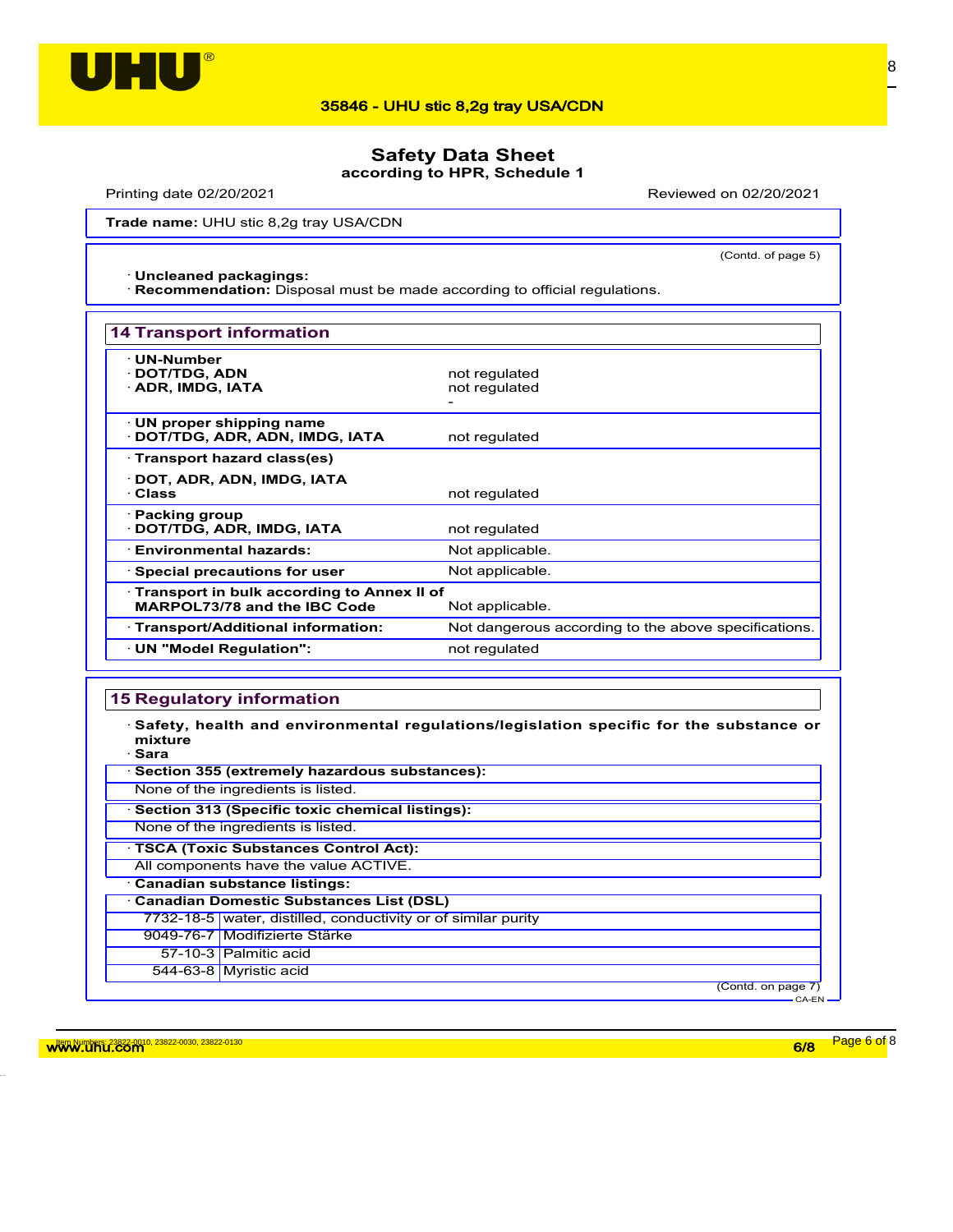Trade name: UHU stic 8,2g tray USA/CDN

(Contd. of page 5)

· **Uncleaned packagings:**
· **Recommendation:** Disposal must be made according to official regulations.

## 14 Transport information

| | |
|---|---|
| · **UN-Number** | |
| · **DOT/TDG, ADN** | not regulated |
| · **ADR, IMDG, IATA** | not regulated |
| | - |
| · **UN proper shipping name** | |
| · **DOT/TDG, ADR, ADN, IMDG, IATA** | not regulated |
| · **Transport hazard class(es)** | |
| · **DOT, ADR, ADN, IMDG, IATA** | |
| · **Class** | not regulated |
| · **Packing group** | |
| · **DOT/TDG, ADR, IMDG, IATA** | not regulated |
| · **Environmental hazards:** | Not applicable. |
| · **Special precautions for user** | Not applicable. |
| · **Transport in bulk according to Annex II of MARPOL73/78 and the IBC Code** | Not applicable. |
| · **Transport/Additional information:** | Not dangerous according to the above specifications. |
| · **UN "Model Regulation":** | not regulated |

## 15 Regulatory information

· **Safety, health and environmental regulations/legislation specific for the substance or mixture**
· **Sara**

· **Section 355 (extremely hazardous substances):**
None of the ingredients is listed.

· **Section 313 (Specific toxic chemical listings):**
None of the ingredients is listed.

· **TSCA (Toxic Substances Control Act):**
All components have the value ACTIVE.

· **Canadian substance listings:**

· **Canadian Domestic Substances List (DSL)**

| | |
|---|---|
| 7732-18-5 | water, distilled, conductivity or of similar purity |
| 9049-76-7 | Modifizierte Stärke |
| 57-10-3 | Palmitic acid |
| 544-63-8 | Myristic acid |

(Contd. on page 7)

CA-EN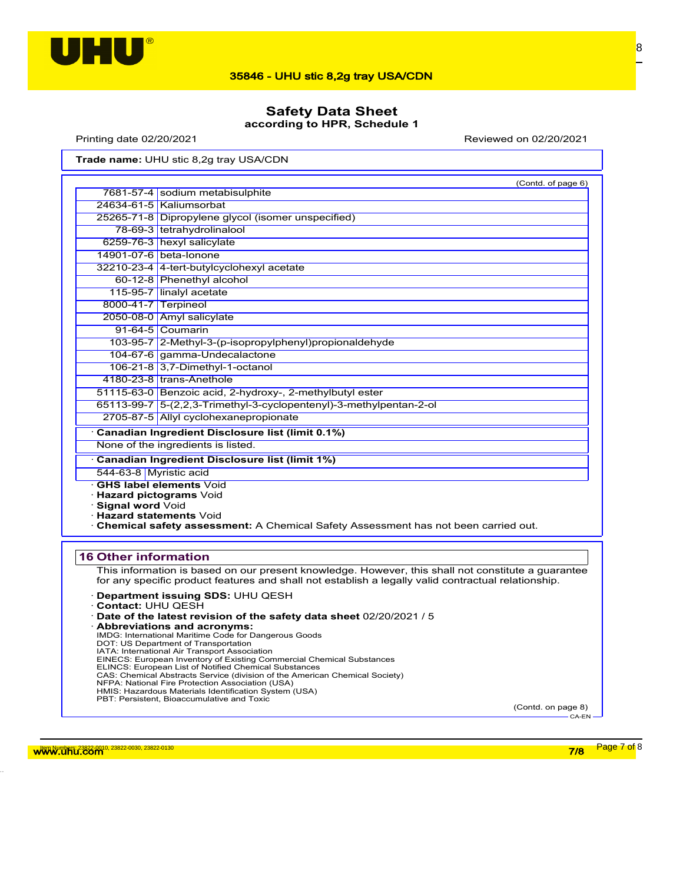**Safety Data Sheet**
**according to HPR, Schedule 1**

Printing date 02/20/2021 Reviewed on 02/20/2021

**Trade name:** UHU stic 8,2g tray USA/CDN

(Contd. of page 6)

| | |
|---|---|
| 7681-57-4 | sodium metabisulphite |
| 24634-61-5 | Kaliumsorbat |
| 25265-71-8 | Dipropylene glycol (isomer unspecified) |
| 78-69-3 | tetrahydrolinalool |
| 6259-76-3 | hexyl salicylate |
| 14901-07-6 | beta-Ionone |
| 32210-23-4 | 4-tert-butylcyclohexyl acetate |
| 60-12-8 | Phenethyl alcohol |
| 115-95-7 | linalyl acetate |
| 8000-41-7 | Terpineol |
| 2050-08-0 | Amyl salicylate |
| 91-64-5 | Coumarin |
| 103-95-7 | 2-Methyl-3-(p-isopropylphenyl)propionaldehyde |
| 104-67-6 | gamma-Undecalactone |
| 106-21-8 | 3,7-Dimethyl-1-octanol |
| 4180-23-8 | trans-Anethole |
| 51115-63-0 | Benzoic acid, 2-hydroxy-, 2-methylbutyl ester |
| 65113-99-7 | 5-(2,2,3-Trimethyl-3-cyclopentenyl)-3-methylpentan-2-ol |
| 2705-87-5 | Allyl cyclohexanepropionate |

· **Canadian Ingredient Disclosure list (limit 0.1%)**

None of the ingredients is listed.

· **Canadian Ingredient Disclosure list (limit 1%)**

| | |
|---|---|
| 544-63-8 | Myristic acid |

· **GHS label elements** Void
· **Hazard pictograms** Void
· **Signal word** Void
· **Hazard statements** Void
· **Chemical safety assessment:** A Chemical Safety Assessment has not been carried out.

## 16 Other information

This information is based on our present knowledge. However, this shall not constitute a guarantee for any specific product features and shall not establish a legally valid contractual relationship.

· **Department issuing SDS:** UHU QESH
· **Contact:** UHU QESH
· **Date of the latest revision of the safety data sheet** 02/20/2021 / 5
· **Abbreviations and acronyms:**
IMDG: International Maritime Code for Dangerous Goods
DOT: US Department of Transportation
IATA: International Air Transport Association
EINECS: European Inventory of Existing Commercial Chemical Substances
ELINCS: European List of Notified Chemical Substances
CAS: Chemical Abstracts Service (division of the American Chemical Society)
NFPA: National Fire Protection Association (USA)
HMIS: Hazardous Materials Identification System (USA)
PBT: Persistent, Bioaccumulative and Toxic

(Contd. on page 8)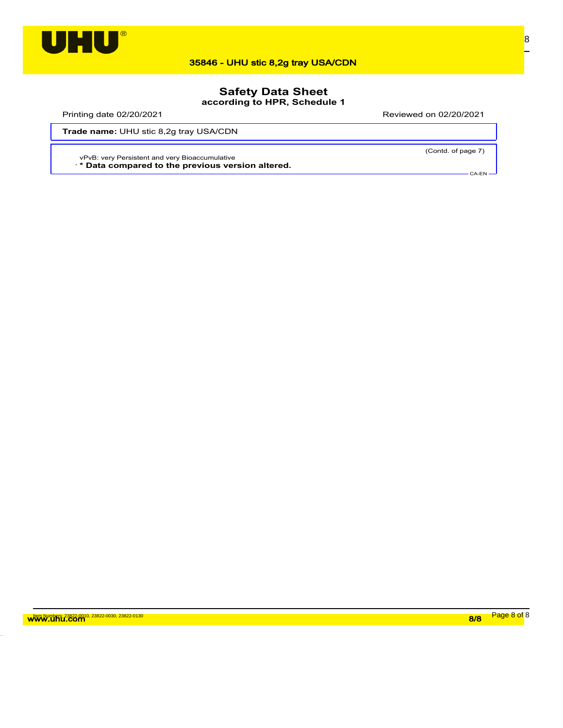(Contd. of page 7)

vPvB: very Persistent and very Bioaccumulative

· **\* Data compared to the previous version altered.**